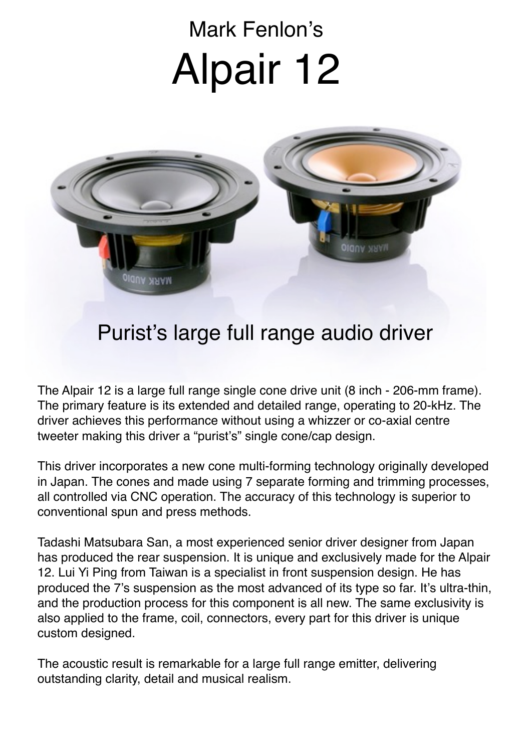Mark Fenlon's

# Alpair 12

## Purist's large full range audio driver

The Alpair 12 is a large full range single cone drive unit (8 inch - 206-mm frame). The primary feature is its extended and detailed range, operating to 20-kHz. The driver achieves this performance without using a whizzer or co-axial centre tweeter making this driver a "purist's" single cone/cap design.

This driver incorporates a new cone multi-forming technology originally developed in Japan. The cones and made using 7 separate forming and trimming processes, all controlled via CNC operation. The accuracy of this technology is superior to conventional spun and press methods.

Tadashi Matsubara San, a most experienced senior driver designer from Japan has produced the rear suspension. It is unique and exclusively made for the Alpair 12. Lui Yi Ping from Taiwan is a specialist in front suspension design. He has produced the 7's suspension as the most advanced of its type so far. It's ultra-thin, and the production process for this component is all new. The same exclusivity is also applied to the frame, coil, connectors, every part for this driver is unique custom designed.

The acoustic result is remarkable for a large full range emitter, delivering outstanding clarity, detail and musical realism.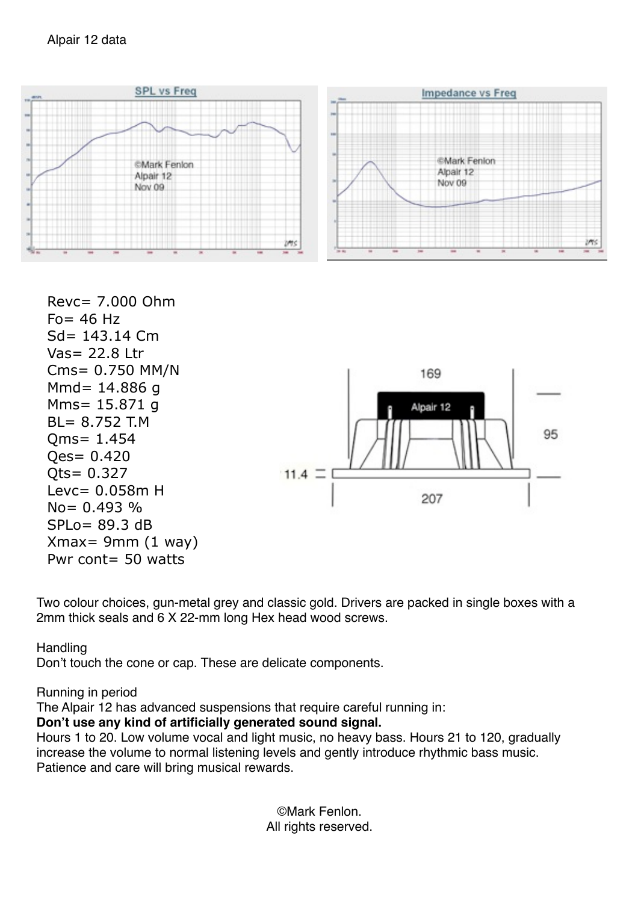Alpair 12 data

SPL vs Freq

©Mark Fenlon
Alpair 12
Nov 09

Impedance vs Freq

©Mark Fenlon
Alpair 12
Nov 09

Revc= 7.000 Ohm
Fo= 46 Hz
Sd= 143.14 Cm
Vas= 22.8 Ltr
Cms= 0.750 MM/N
Mmd= 14.886 g
Mms= 15.871 g
BL= 8.752 T.M
Qms= 1.454
Qes= 0.420
Qts= 0.327
Levc= 0.058m H
No= 0.493 %
SPLo= 89.3 dB
Xmax= 9mm (1 way)
Pwr cont= 50 watts

169
Alpair 12
95
11.4
207

Two colour choices, gun-metal grey and classic gold. Drivers are packed in single boxes with a 2mm thick seals and 6 X 22-mm long Hex head wood screws.

Handling
Don't touch the cone or cap. These are delicate components.

Running in period
The Alpair 12 has advanced suspensions that require careful running in:
**Don't use any kind of artificially generated sound signal.**
Hours 1 to 20. Low volume vocal and light music, no heavy bass. Hours 21 to 120, gradually increase the volume to normal listening levels and gently introduce rhythmic bass music. Patience and care will bring musical rewards.

©Mark Fenlon.
All rights reserved.